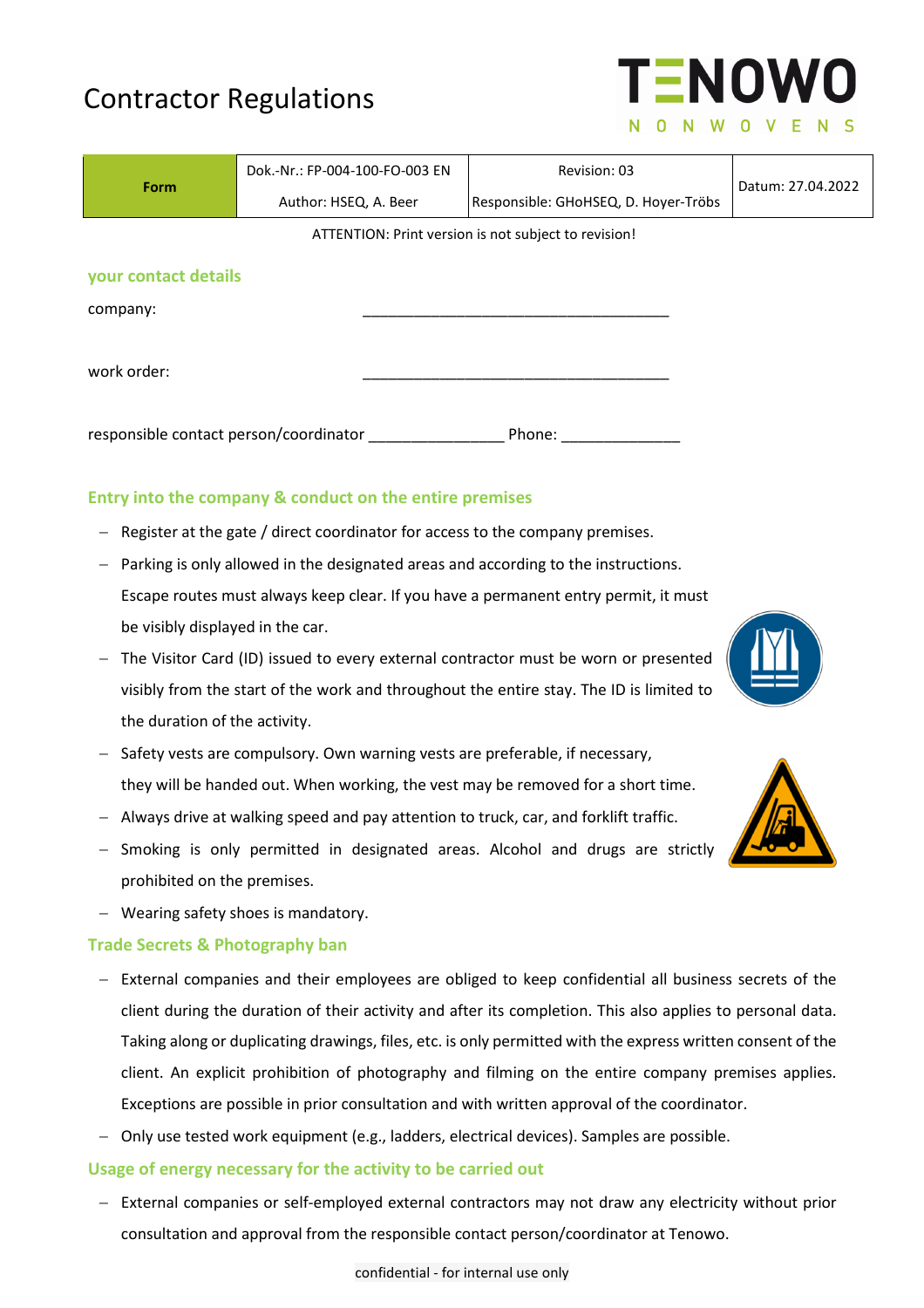# Contractor Regulations

| Form | Dok.-Nr.: FP-004-100-FO-003 EN | Revision: 03 | Datum: 27.04.2022 |
|---|---|---|---|
| | Author: HSEQ, A. Beer | Responsible: GHoHSEQ, D. Hoyer-Tröbs | |

ATTENTION: Print version is not subject to revision!

## your contact details

company: ______________________________________

work order: ______________________________________

responsible contact person/coordinator ________________ Phone: ______________

## Entry into the company & conduct on the entire premises

- Register at the gate / direct coordinator for access to the company premises.
- Parking is only allowed in the designated areas and according to the instructions. Escape routes must always keep clear. If you have a permanent entry permit, it must be visibly displayed in the car.
- The Visitor Card (ID) issued to every external contractor must be worn or presented visibly from the start of the work and throughout the entire stay. The ID is limited to the duration of the activity.
- Safety vests are compulsory. Own warning vests are preferable, if necessary, they will be handed out. When working, the vest may be removed for a short time.
- Always drive at walking speed and pay attention to truck, car, and forklift traffic.
- Smoking is only permitted in designated areas. Alcohol and drugs are strictly prohibited on the premises.
- Wearing safety shoes is mandatory.

## Trade Secrets & Photography ban

- External companies and their employees are obliged to keep confidential all business secrets of the client during the duration of their activity and after its completion. This also applies to personal data. Taking along or duplicating drawings, files, etc. is only permitted with the express written consent of the client. An explicit prohibition of photography and filming on the entire company premises applies. Exceptions are possible in prior consultation and with written approval of the coordinator.
- Only use tested work equipment (e.g., ladders, electrical devices). Samples are possible.

## Usage of energy necessary for the activity to be carried out

- External companies or self-employed external contractors may not draw any electricity without prior consultation and approval from the responsible contact person/coordinator at Tenowo.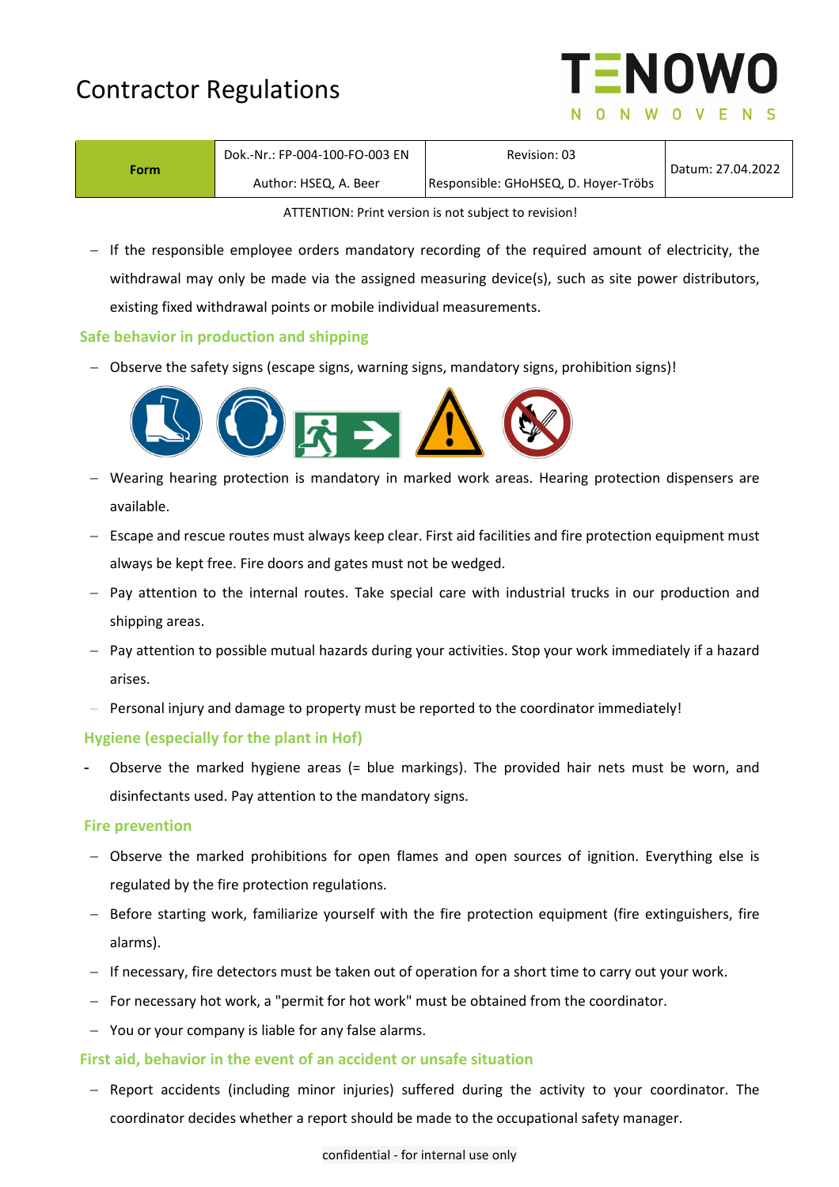- If the responsible employee orders mandatory recording of the required amount of electricity, the withdrawal may only be made via the assigned measuring device(s), such as site power distributors, existing fixed withdrawal points or mobile individual measurements.

## Safe behavior in production and shipping

- Observe the safety signs (escape signs, warning signs, mandatory signs, prohibition signs)!
- Wearing hearing protection is mandatory in marked work areas. Hearing protection dispensers are available.
- Escape and rescue routes must always keep clear. First aid facilities and fire protection equipment must always be kept free. Fire doors and gates must not be wedged.
- Pay attention to the internal routes. Take special care with industrial trucks in our production and shipping areas.
- Pay attention to possible mutual hazards during your activities. Stop your work immediately if a hazard arises.
- Personal injury and damage to property must be reported to the coordinator immediately!

## Hygiene (especially for the plant in Hof)

- Observe the marked hygiene areas (= blue markings). The provided hair nets must be worn, and disinfectants used. Pay attention to the mandatory signs.

## Fire prevention

- Observe the marked prohibitions for open flames and open sources of ignition. Everything else is regulated by the fire protection regulations.
- Before starting work, familiarize yourself with the fire protection equipment (fire extinguishers, fire alarms).
- If necessary, fire detectors must be taken out of operation for a short time to carry out your work.
- For necessary hot work, a "permit for hot work" must be obtained from the coordinator.
- You or your company is liable for any false alarms.

## First aid, behavior in the event of an accident or unsafe situation

- Report accidents (including minor injuries) suffered during the activity to your coordinator. The coordinator decides whether a report should be made to the occupational safety manager.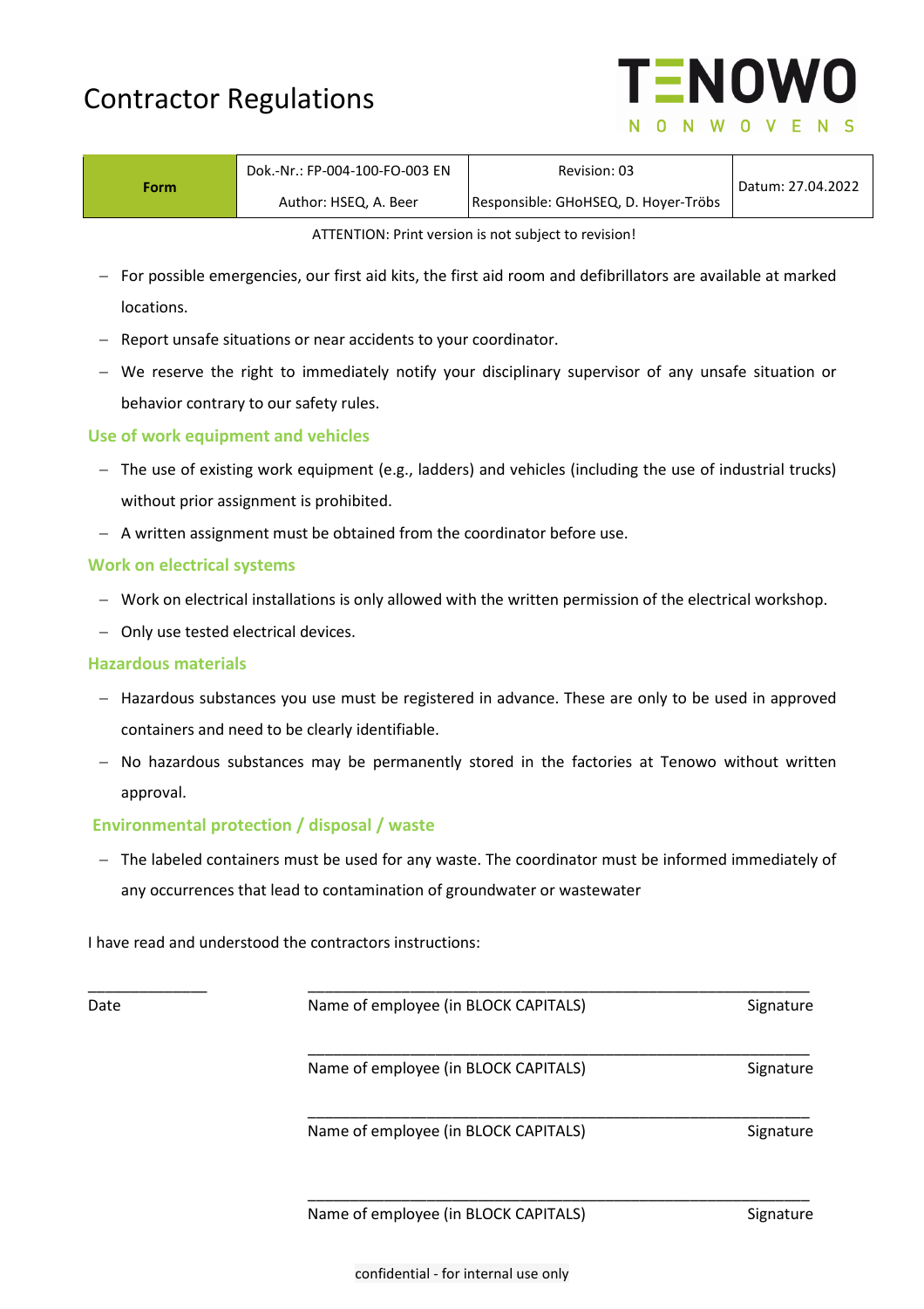- For possible emergencies, our first aid kits, the first aid room and defibrillators are available at marked locations.
- Report unsafe situations or near accidents to your coordinator.
- We reserve the right to immediately notify your disciplinary supervisor of any unsafe situation or behavior contrary to our safety rules.

### Use of work equipment and vehicles

- The use of existing work equipment (e.g., ladders) and vehicles (including the use of industrial trucks) without prior assignment is prohibited.
- A written assignment must be obtained from the coordinator before use.

### Work on electrical systems

- Work on electrical installations is only allowed with the written permission of the electrical workshop.
- Only use tested electrical devices.

### Hazardous materials

- Hazardous substances you use must be registered in advance. These are only to be used in approved containers and need to be clearly identifiable.
- No hazardous substances may be permanently stored in the factories at Tenowo without written approval.

### Environmental protection / disposal / waste

- The labeled containers must be used for any waste. The coordinator must be informed immediately of any occurrences that lead to contamination of groundwater or wastewater

I have read and understood the contractors instructions:

| | | |
|---|---|---|
| ______________ | ______________________________________ | |
| Date | Name of employee (in BLOCK CAPITALS) | Signature |
| | ______________________________________ | |
| | Name of employee (in BLOCK CAPITALS) | Signature |
| | ______________________________________ | |
| | Name of employee (in BLOCK CAPITALS) | Signature |
| | ______________________________________ | |
| | Name of employee (in BLOCK CAPITALS) | Signature |